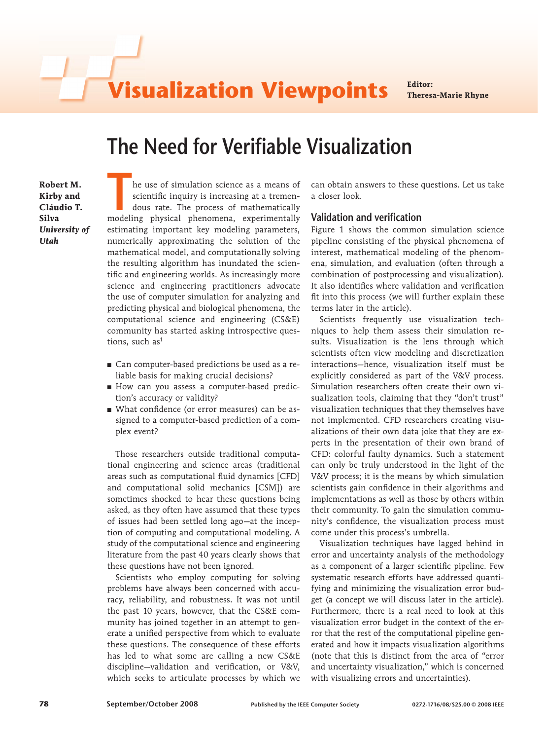Visualization Viewpoints

Editor: Theresa-Marie Rhyne

# The Need for Verifiable Visualization

**Robert M. Kirby and Cláudio T. Silva**
***University of Utah***

The use of simulation science as a means of scientific inquiry is increasing at a tremendous rate. The process of mathematically modeling physical phenomena, experimentally estimating important key modeling parameters, numerically approximating the solution of the mathematical model, and computationally solving the resulting algorithm has inundated the scientific and engineering worlds. As increasingly more science and engineering practitioners advocate the use of computer simulation for analyzing and predicting physical and biological phenomena, the computational science and engineering (CS&E) community has started asking introspective questions, such as[1]

- Can computer-based predictions be used as a reliable basis for making crucial decisions?
- How can you assess a computer-based prediction's accuracy or validity?
- What confidence (or error measures) can be assigned to a computer-based prediction of a complex event?

Those researchers outside traditional computational engineering and science areas (traditional areas such as computational fluid dynamics [CFD] and computational solid mechanics [CSM]) are sometimes shocked to hear these questions being asked, as they often have assumed that these types of issues had been settled long ago—at the inception of computing and computational modeling. A study of the computational science and engineering literature from the past 40 years clearly shows that these questions have not been ignored.

Scientists who employ computing for solving problems have always been concerned with accuracy, reliability, and robustness. It was not until the past 10 years, however, that the CS&E community has joined together in an attempt to generate a unified perspective from which to evaluate these questions. The consequence of these efforts has led to what some are calling a new CS&E discipline—validation and verification, or V&V, which seeks to articulate processes by which we can obtain answers to these questions. Let us take a closer look.

## Validation and verification

Figure 1 shows the common simulation science pipeline consisting of the physical phenomena of interest, mathematical modeling of the phenomena, simulation, and evaluation (often through a combination of postprocessing and visualization). It also identifies where validation and verification fit into this process (we will further explain these terms later in the article).

Scientists frequently use visualization techniques to help them assess their simulation results. Visualization is the lens through which scientists often view modeling and discretization interactions—hence, visualization itself must be explicitly considered as part of the V&V process. Simulation researchers often create their own visualization tools, claiming that they "don't trust" visualization techniques that they themselves have not implemented. CFD researchers creating visualizations of their own data joke that they are experts in the presentation of their own brand of CFD: colorful faulty dynamics. Such a statement can only be truly understood in the light of the V&V process; it is the means by which simulation scientists gain confidence in their algorithms and implementations as well as those by others within their community. To gain the simulation community's confidence, the visualization process must come under this process's umbrella.

Visualization techniques have lagged behind in error and uncertainty analysis of the methodology as a component of a larger scientific pipeline. Few systematic research efforts have addressed quantifying and minimizing the visualization error budget (a concept we will discuss later in the article). Furthermore, there is a real need to look at this visualization error budget in the context of the error that the rest of the computational pipeline generated and how it impacts visualization algorithms (note that this is distinct from the area of "error and uncertainty visualization," which is concerned with visualizing errors and uncertainties).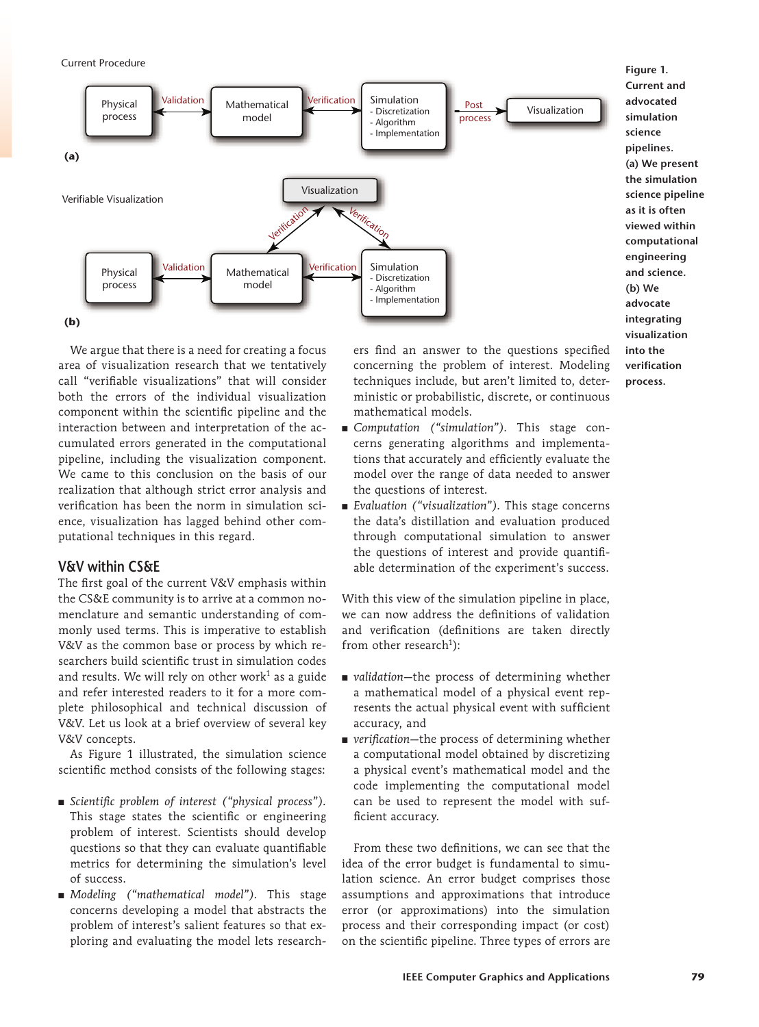Current Procedure

Physical process

Validation

Mathematical model

Verification

Simulation
- Discretization
- Algorithm
- Implementation

Post process

Visualization

**(a)**

Verifiable Visualization

Visualization

Verification

Verification

Physical process

Validation

Mathematical model

Verification

Simulation
- Discretization
- Algorithm
- Implementation

**(b)**

**Figure 1. Current and advocated simulation science pipelines. (a) We present the simulation science pipeline as it is often viewed within computational engineering and science. (b) We advocate integrating visualization into the verification process.**

We argue that there is a need for creating a focus area of visualization research that we tentatively call "verifiable visualizations" that will consider both the errors of the individual visualization component within the scientific pipeline and the interaction between and interpretation of the accumulated errors generated in the computational pipeline, including the visualization component. We came to this conclusion on the basis of our realization that although strict error analysis and verification has been the norm in simulation science, visualization has lagged behind other computational techniques in this regard.

## V&V within CS&E

The first goal of the current V&V emphasis within the CS&E community is to arrive at a common nomenclature and semantic understanding of commonly used terms. This is imperative to establish V&V as the common base or process by which researchers build scientific trust in simulation codes and results. We will rely on other work[1] as a guide and refer interested readers to it for a more complete philosophical and technical discussion of V&V. Let us look at a brief overview of several key V&V concepts.

As Figure 1 illustrated, the simulation science scientific method consists of the following stages:

- *Scientific problem of interest ("physical process").* This stage states the scientific or engineering problem of interest. Scientists should develop questions so that they can evaluate quantifiable metrics for determining the simulation's level of success.
- *Modeling ("mathematical model").* This stage concerns developing a model that abstracts the problem of interest's salient features so that exploring and evaluating the model lets researchers find an answer to the questions specified concerning the problem of interest. Modeling techniques include, but aren't limited to, deterministic or probabilistic, discrete, or continuous mathematical models.
- *Computation ("simulation").* This stage concerns generating algorithms and implementations that accurately and efficiently evaluate the model over the range of data needed to answer the questions of interest.
- *Evaluation ("visualization").* This stage concerns the data's distillation and evaluation produced through computational simulation to answer the questions of interest and provide quantifiable determination of the experiment's success.

With this view of the simulation pipeline in place, we can now address the definitions of validation and verification (definitions are taken directly from other research[1]):

- *validation*—the process of determining whether a mathematical model of a physical event represents the actual physical event with sufficient accuracy, and
- *verification*—the process of determining whether a computational model obtained by discretizing a physical event's mathematical model and the code implementing the computational model can be used to represent the model with sufficient accuracy.

From these two definitions, we can see that the idea of the error budget is fundamental to simulation science. An error budget comprises those assumptions and approximations that introduce error (or approximations) into the simulation process and their corresponding impact (or cost) on the scientific pipeline. Three types of errors are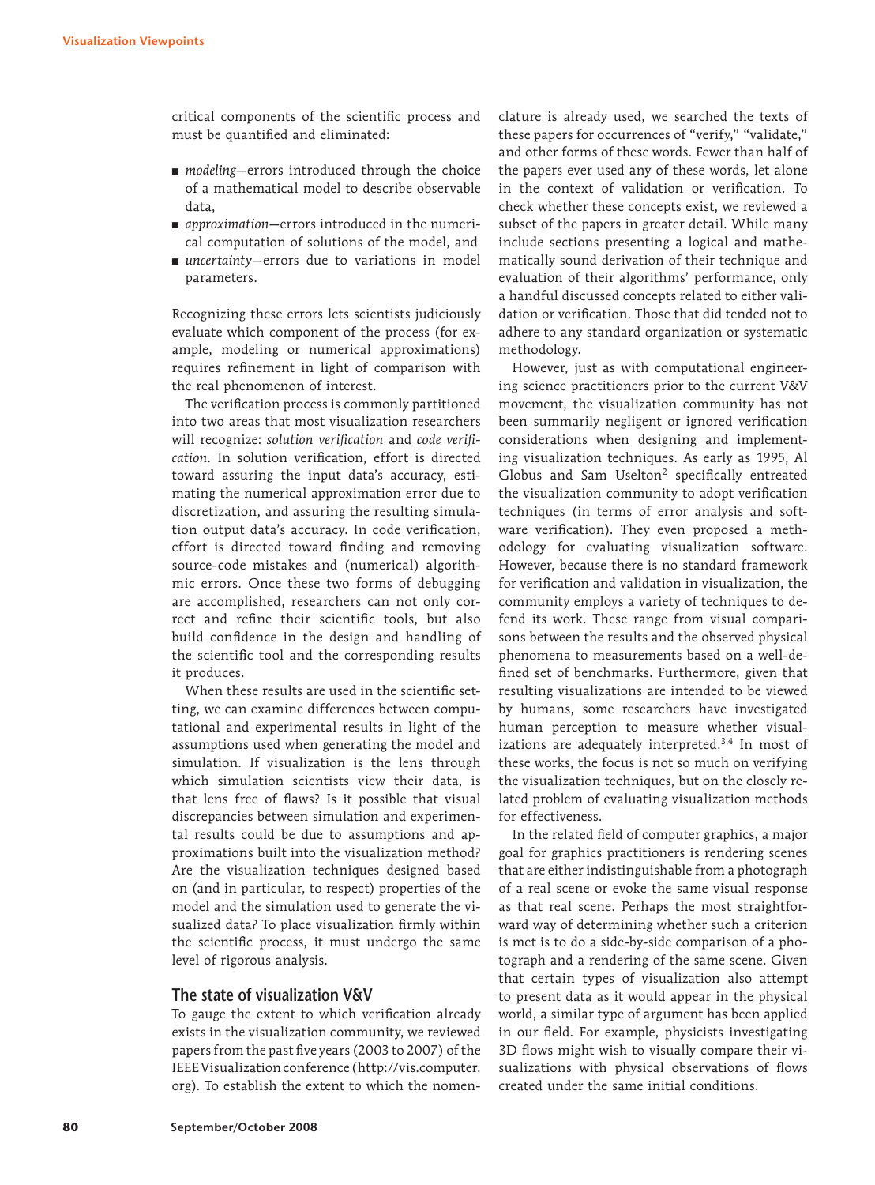critical components of the scientific process and must be quantified and eliminated:

- *modeling*—errors introduced through the choice of a mathematical model to describe observable data,
- *approximation*—errors introduced in the numerical computation of solutions of the model, and
- *uncertainty*—errors due to variations in model parameters.

Recognizing these errors lets scientists judiciously evaluate which component of the process (for example, modeling or numerical approximations) requires refinement in light of comparison with the real phenomenon of interest.

The verification process is commonly partitioned into two areas that most visualization researchers will recognize: *solution verification* and *code verification*. In solution verification, effort is directed toward assuring the input data's accuracy, estimating the numerical approximation error due to discretization, and assuring the resulting simulation output data's accuracy. In code verification, effort is directed toward finding and removing source-code mistakes and (numerical) algorithmic errors. Once these two forms of debugging are accomplished, researchers can not only correct and refine their scientific tools, but also build confidence in the design and handling of the scientific tool and the corresponding results it produces.

When these results are used in the scientific setting, we can examine differences between computational and experimental results in light of the assumptions used when generating the model and simulation. If visualization is the lens through which simulation scientists view their data, is that lens free of flaws? Is it possible that visual discrepancies between simulation and experimental results could be due to assumptions and approximations built into the visualization method? Are the visualization techniques designed based on (and in particular, to respect) properties of the model and the simulation used to generate the visualized data? To place visualization firmly within the scientific process, it must undergo the same level of rigorous analysis.

## The state of visualization V&V

To gauge the extent to which verification already exists in the visualization community, we reviewed papers from the past five years (2003 to 2007) of the IEEE Visualization conference (http://vis.computer.org). To establish the extent to which the nomenclature is already used, we searched the texts of these papers for occurrences of "verify," "validate," and other forms of these words. Fewer than half of the papers ever used any of these words, let alone in the context of validation or verification. To check whether these concepts exist, we reviewed a subset of the papers in greater detail. While many include sections presenting a logical and mathematically sound derivation of their technique and evaluation of their algorithms' performance, only a handful discussed concepts related to either validation or verification. Those that did tended not to adhere to any standard organization or systematic methodology.

However, just as with computational engineering science practitioners prior to the current V&V movement, the visualization community has not been summarily negligent or ignored verification considerations when designing and implementing visualization techniques. As early as 1995, Al Globus and Sam Uselton[2] specifically entreated the visualization community to adopt verification techniques (in terms of error analysis and software verification). They even proposed a methodology for evaluating visualization software. However, because there is no standard framework for verification and validation in visualization, the community employs a variety of techniques to defend its work. These range from visual comparisons between the results and the observed physical phenomena to measurements based on a well-defined set of benchmarks. Furthermore, given that resulting visualizations are intended to be viewed by humans, some researchers have investigated human perception to measure whether visualizations are adequately interpreted.[3,4] In most of these works, the focus is not so much on verifying the visualization techniques, but on the closely related problem of evaluating visualization methods for effectiveness.

In the related field of computer graphics, a major goal for graphics practitioners is rendering scenes that are either indistinguishable from a photograph of a real scene or evoke the same visual response as that real scene. Perhaps the most straightforward way of determining whether such a criterion is met is to do a side-by-side comparison of a photograph and a rendering of the same scene. Given that certain types of visualization also attempt to present data as it would appear in the physical world, a similar type of argument has been applied in our field. For example, physicists investigating 3D flows might wish to visually compare their visualizations with physical observations of flows created under the same initial conditions.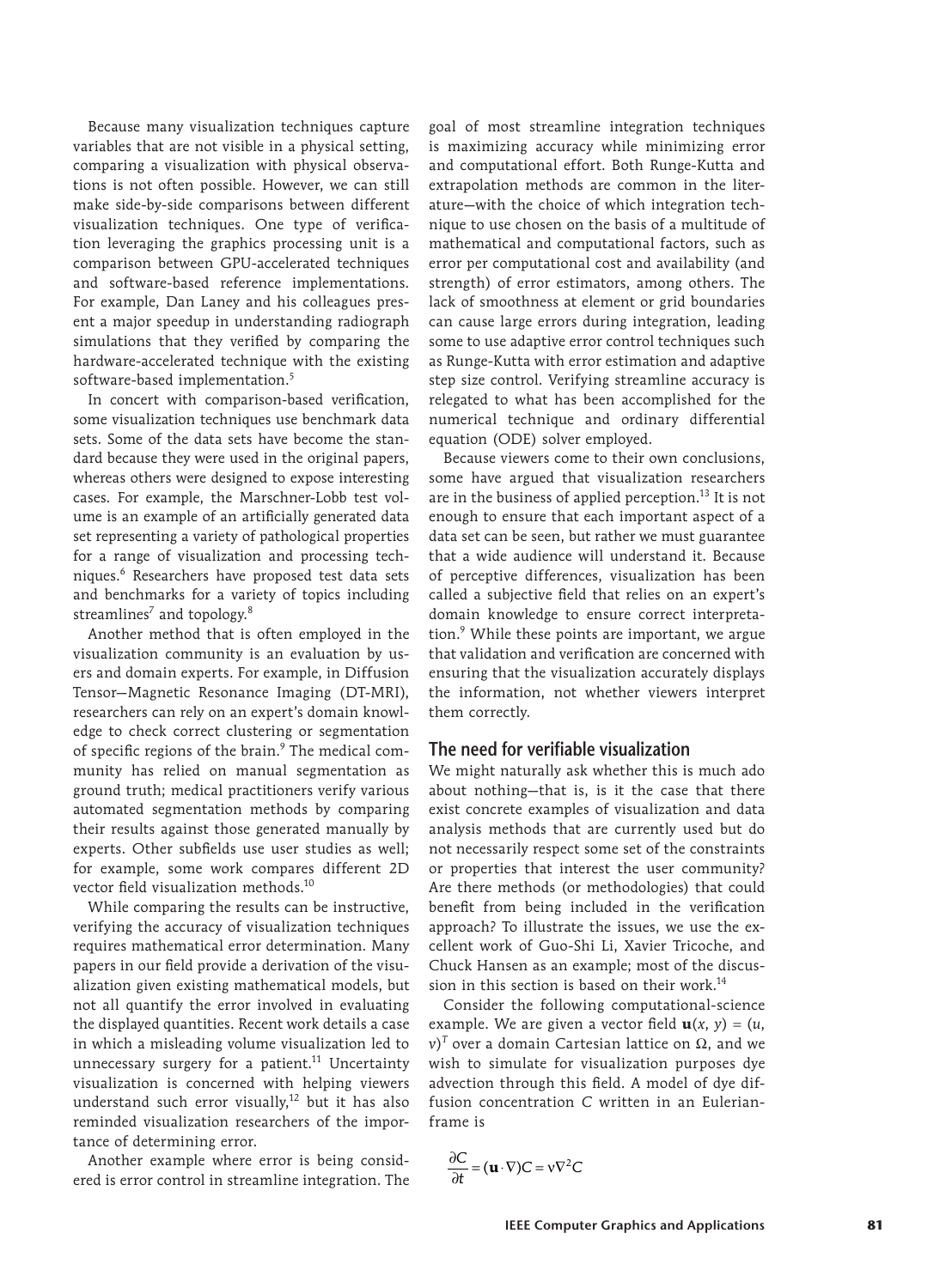Because many visualization techniques capture variables that are not visible in a physical setting, comparing a visualization with physical observations is not often possible. However, we can still make side-by-side comparisons between different visualization techniques. One type of verification leveraging the graphics processing unit is a comparison between GPU-accelerated techniques and software-based reference implementations. For example, Dan Laney and his colleagues present a major speedup in understanding radiograph simulations that they verified by comparing the hardware-accelerated technique with the existing software-based implementation.[5]

In concert with comparison-based verification, some visualization techniques use benchmark data sets. Some of the data sets have become the standard because they were used in the original papers, whereas others were designed to expose interesting cases. For example, the Marschner-Lobb test volume is an example of an artificially generated data set representing a variety of pathological properties for a range of visualization and processing techniques.[6] Researchers have proposed test data sets and benchmarks for a variety of topics including streamlines[7] and topology.[8]

Another method that is often employed in the visualization community is an evaluation by users and domain experts. For example, in Diffusion Tensor—Magnetic Resonance Imaging (DT-MRI), researchers can rely on an expert's domain knowledge to check correct clustering or segmentation of specific regions of the brain.[9] The medical community has relied on manual segmentation as ground truth; medical practitioners verify various automated segmentation methods by comparing their results against those generated manually by experts. Other subfields use user studies as well; for example, some work compares different 2D vector field visualization methods.[10]

While comparing the results can be instructive, verifying the accuracy of visualization techniques requires mathematical error determination. Many papers in our field provide a derivation of the visualization given existing mathematical models, but not all quantify the error involved in evaluating the displayed quantities. Recent work details a case in which a misleading volume visualization led to unnecessary surgery for a patient.[11] Uncertainty visualization is concerned with helping viewers understand such error visually,[12] but it has also reminded visualization researchers of the importance of determining error.

Another example where error is being considered is error control in streamline integration. The goal of most streamline integration techniques is maximizing accuracy while minimizing error and computational effort. Both Runge-Kutta and extrapolation methods are common in the literature—with the choice of which integration technique to use chosen on the basis of a multitude of mathematical and computational factors, such as error per computational cost and availability (and strength) of error estimators, among others. The lack of smoothness at element or grid boundaries can cause large errors during integration, leading some to use adaptive error control techniques such as Runge-Kutta with error estimation and adaptive step size control. Verifying streamline accuracy is relegated to what has been accomplished for the numerical technique and ordinary differential equation (ODE) solver employed.

Because viewers come to their own conclusions, some have argued that visualization researchers are in the business of applied perception.[13] It is not enough to ensure that each important aspect of a data set can be seen, but rather we must guarantee that a wide audience will understand it. Because of perceptive differences, visualization has been called a subjective field that relies on an expert's domain knowledge to ensure correct interpretation.[9] While these points are important, we argue that validation and verification are concerned with ensuring that the visualization accurately displays the information, not whether viewers interpret them correctly.

## The need for verifiable visualization

We might naturally ask whether this is much ado about nothing—that is, is it the case that there exist concrete examples of visualization and data analysis methods that are currently used but do not necessarily respect some set of the constraints or properties that interest the user community? Are there methods (or methodologies) that could benefit from being included in the verification approach? To illustrate the issues, we use the excellent work of Guo-Shi Li, Xavier Tricoche, and Chuck Hansen as an example; most of the discussion in this section is based on their work.[14]

Consider the following computational-science example. We are given a vector field $\mathbf{u}(x, y) = (u, v)^T$ over a domain Cartesian lattice on $\Omega$, and we wish to simulate for visualization purposes dye advection through this field. A model of dye diffusion concentration $C$ written in an Eulerian-frame is

$$\frac{\partial C}{\partial t} = (\mathbf{u} \cdot \nabla)C = \nu \nabla^2 C$$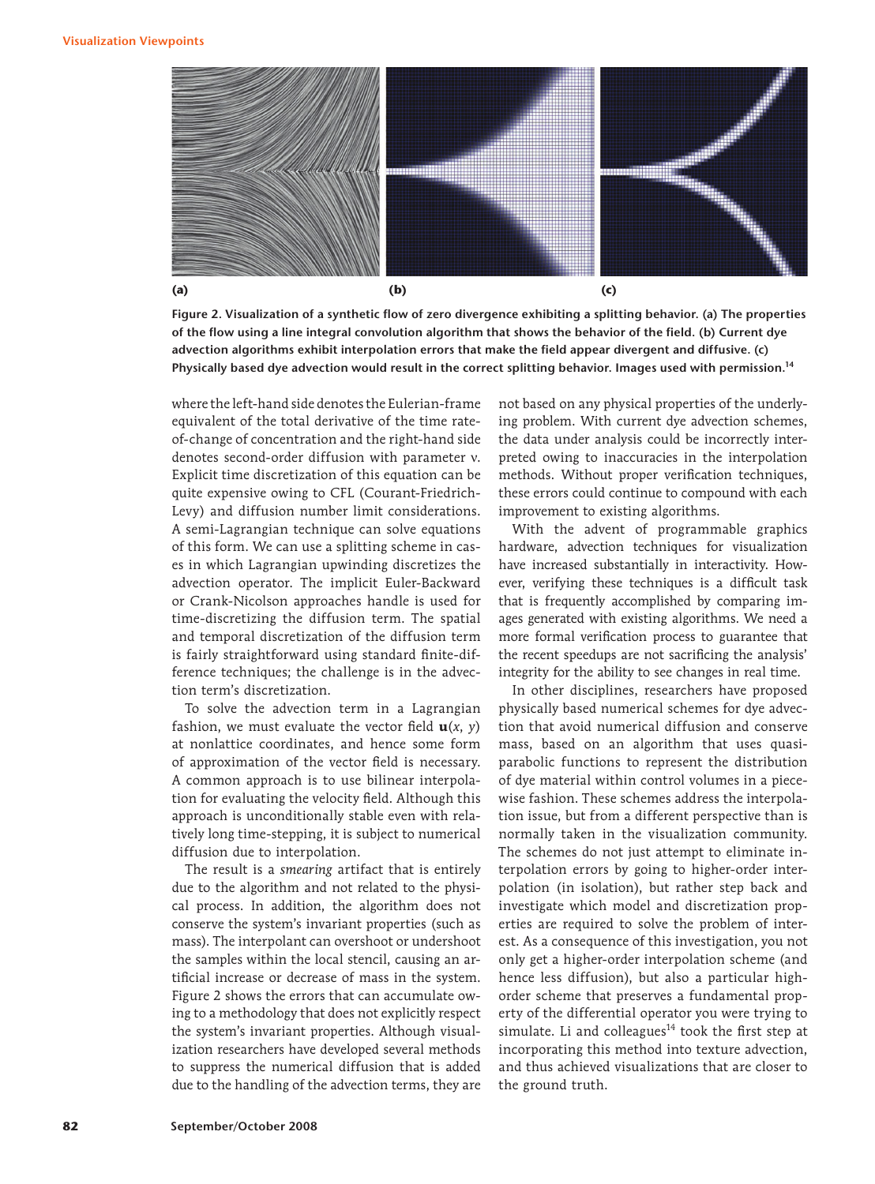Figure 2. Visualization of a synthetic flow of zero divergence exhibiting a splitting behavior. (a) The properties of the flow using a line integral convolution algorithm that shows the behavior of the field. (b) Current dye advection algorithms exhibit interpolation errors that make the field appear divergent and diffusive. (c) Physically based dye advection would result in the correct splitting behavior. Images used with permission.[14]

where the left-hand side denotes the Eulerian-frame equivalent of the total derivative of the time rate-of-change of concentration and the right-hand side denotes second-order diffusion with parameter ν. Explicit time discretization of this equation can be quite expensive owing to CFL (Courant-Friedrich-Levy) and diffusion number limit considerations. A semi-Lagrangian technique can solve equations of this form. We can use a splitting scheme in cases in which Lagrangian upwinding discretizes the advection operator. The implicit Euler-Backward or Crank-Nicolson approaches handle is used for time-discretizing the diffusion term. The spatial and temporal discretization of the diffusion term is fairly straightforward using standard finite-difference techniques; the challenge is in the advection term's discretization.

To solve the advection term in a Lagrangian fashion, we must evaluate the vector field $\mathbf{u}(x, y)$ at nonlattice coordinates, and hence some form of approximation of the vector field is necessary. A common approach is to use bilinear interpolation for evaluating the velocity field. Although this approach is unconditionally stable even with relatively long time-stepping, it is subject to numerical diffusion due to interpolation.

The result is a *smearing* artifact that is entirely due to the algorithm and not related to the physical process. In addition, the algorithm does not conserve the system's invariant properties (such as mass). The interpolant can overshoot or undershoot the samples within the local stencil, causing an artificial increase or decrease of mass in the system. Figure 2 shows the errors that can accumulate owing to a methodology that does not explicitly respect the system's invariant properties. Although visualization researchers have developed several methods to suppress the numerical diffusion that is added due to the handling of the advection terms, they are not based on any physical properties of the underlying problem. With current dye advection schemes, the data under analysis could be incorrectly interpreted owing to inaccuracies in the interpolation methods. Without proper verification techniques, these errors could continue to compound with each improvement to existing algorithms.

With the advent of programmable graphics hardware, advection techniques for visualization have increased substantially in interactivity. However, verifying these techniques is a difficult task that is frequently accomplished by comparing images generated with existing algorithms. We need a more formal verification process to guarantee that the recent speedups are not sacrificing the analysis' integrity for the ability to see changes in real time.

In other disciplines, researchers have proposed physically based numerical schemes for dye advection that avoid numerical diffusion and conserve mass, based on an algorithm that uses quasi-parabolic functions to represent the distribution of dye material within control volumes in a piecewise fashion. These schemes address the interpolation issue, but from a different perspective than is normally taken in the visualization community. The schemes do not just attempt to eliminate interpolation errors by going to higher-order interpolation (in isolation), but rather step back and investigate which model and discretization properties are required to solve the problem of interest. As a consequence of this investigation, you not only get a higher-order interpolation scheme (and hence less diffusion), but also a particular high-order scheme that preserves a fundamental property of the differential operator you were trying to simulate. Li and colleagues[14] took the first step at incorporating this method into texture advection, and thus achieved visualizations that are closer to the ground truth.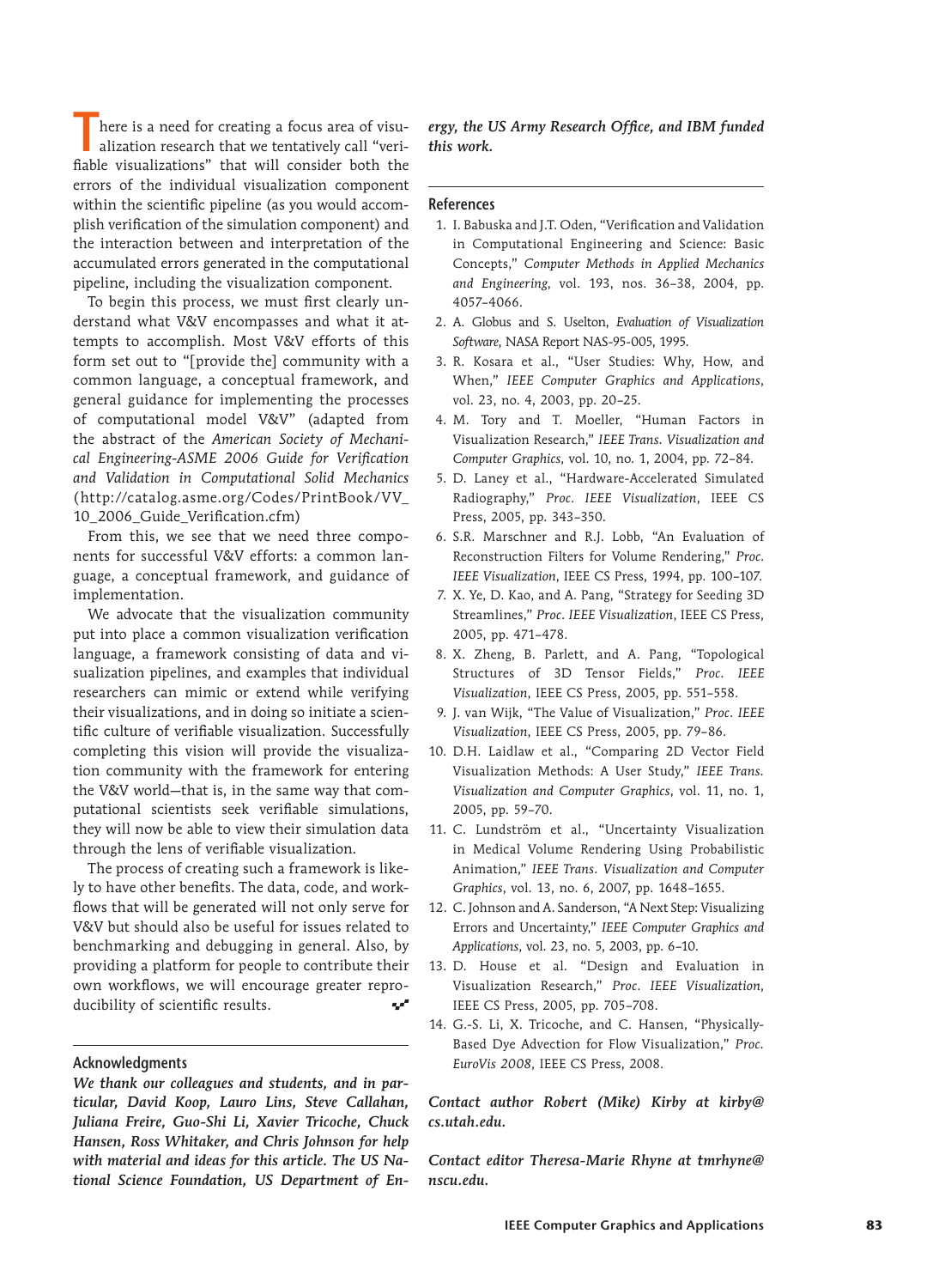There is a need for creating a focus area of visualization research that we tentatively call "verifiable visualizations" that will consider both the errors of the individual visualization component within the scientific pipeline (as you would accomplish verification of the simulation component) and the interaction between and interpretation of the accumulated errors generated in the computational pipeline, including the visualization component.

To begin this process, we must first clearly understand what V&V encompasses and what it attempts to accomplish. Most V&V efforts of this form set out to "[provide the] community with a common language, a conceptual framework, and general guidance for implementing the processes of computational model V&V" (adapted from the abstract of the *American Society of Mechanical Engineering-ASME 2006 Guide for Verification and Validation in Computational Solid Mechanics* (http://catalog.asme.org/Codes/PrintBook/VV_10_2006_Guide_Verification.cfm)

From this, we see that we need three components for successful V&V efforts: a common language, a conceptual framework, and guidance of implementation.

We advocate that the visualization community put into place a common visualization verification language, a framework consisting of data and visualization pipelines, and examples that individual researchers can mimic or extend while verifying their visualizations, and in doing so initiate a scientific culture of verifiable visualization. Successfully completing this vision will provide the visualization community with the framework for entering the V&V world—that is, in the same way that computational scientists seek verifiable simulations, they will now be able to view their simulation data through the lens of verifiable visualization.

The process of creating such a framework is likely to have other benefits. The data, code, and workflows that will be generated will not only serve for V&V but should also be useful for issues related to benchmarking and debugging in general. Also, by providing a platform for people to contribute their own workflows, we will encourage greater reproducibility of scientific results.

## Acknowledgments

***We thank our colleagues and students, and in particular, David Koop, Lauro Lins, Steve Callahan, Juliana Freire, Guo-Shi Li, Xavier Tricoche, Chuck Hansen, Ross Whitaker, and Chris Johnson for help with material and ideas for this article. The US National Science Foundation, US Department of Energy, the US Army Research Office, and IBM funded this work.***

## References

1. I. Babuska and J.T. Oden, "Verification and Validation in Computational Engineering and Science: Basic Concepts," *Computer Methods in Applied Mechanics and Engineering*, vol. 193, nos. 36–38, 2004, pp. 4057–4066.
2. A. Globus and S. Uselton, *Evaluation of Visualization Software*, NASA Report NAS-95-005, 1995.
3. R. Kosara et al., "User Studies: Why, How, and When," *IEEE Computer Graphics and Applications*, vol. 23, no. 4, 2003, pp. 20–25.
4. M. Tory and T. Moeller, "Human Factors in Visualization Research," *IEEE Trans. Visualization and Computer Graphics*, vol. 10, no. 1, 2004, pp. 72–84.
5. D. Laney et al., "Hardware-Accelerated Simulated Radiography," *Proc. IEEE Visualization*, IEEE CS Press, 2005, pp. 343–350.
6. S.R. Marschner and R.J. Lobb, "An Evaluation of Reconstruction Filters for Volume Rendering," *Proc. IEEE Visualization*, IEEE CS Press, 1994, pp. 100–107.
7. X. Ye, D. Kao, and A. Pang, "Strategy for Seeding 3D Streamlines," *Proc. IEEE Visualization*, IEEE CS Press, 2005, pp. 471–478.
8. X. Zheng, B. Parlett, and A. Pang, "Topological Structures of 3D Tensor Fields," *Proc. IEEE Visualization*, IEEE CS Press, 2005, pp. 551–558.
9. J. van Wijk, "The Value of Visualization," *Proc. IEEE Visualization*, IEEE CS Press, 2005, pp. 79–86.
10. D.H. Laidlaw et al., "Comparing 2D Vector Field Visualization Methods: A User Study," *IEEE Trans. Visualization and Computer Graphics*, vol. 11, no. 1, 2005, pp. 59–70.
11. C. Lundström et al., "Uncertainty Visualization in Medical Volume Rendering Using Probabilistic Animation," *IEEE Trans. Visualization and Computer Graphics*, vol. 13, no. 6, 2007, pp. 1648–1655.
12. C. Johnson and A. Sanderson, "A Next Step: Visualizing Errors and Uncertainty," *IEEE Computer Graphics and Applications*, vol. 23, no. 5, 2003, pp. 6–10.
13. D. House et al. "Design and Evaluation in Visualization Research," *Proc. IEEE Visualization*, IEEE CS Press, 2005, pp. 705–708.
14. G.-S. Li, X. Tricoche, and C. Hansen, "Physically-Based Dye Advection for Flow Visualization," *Proc. EuroVis 2008*, IEEE CS Press, 2008.

***Contact author Robert (Mike) Kirby at kirby@cs.utah.edu.***

***Contact editor Theresa-Marie Rhyne at tmrhyne@nscu.edu.***